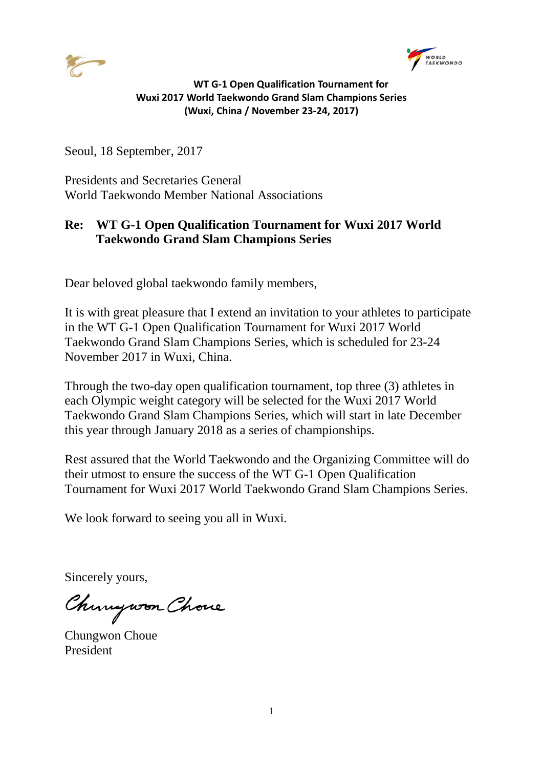**WT G-1 Open Qualification Tournament for**
**Wuxi 2017 World Taekwondo Grand Slam Champions Series**
**(Wuxi, China / November 23-24, 2017)**

Seoul, 18 September, 2017

Presidents and Secretaries General
World Taekwondo Member National Associations

**Re: WT G-1 Open Qualification Tournament for Wuxi 2017 World Taekwondo Grand Slam Champions Series**

Dear beloved global taekwondo family members,

It is with great pleasure that I extend an invitation to your athletes to participate in the WT G-1 Open Qualification Tournament for Wuxi 2017 World Taekwondo Grand Slam Champions Series, which is scheduled for 23-24 November 2017 in Wuxi, China.

Through the two-day open qualification tournament, top three (3) athletes in each Olympic weight category will be selected for the Wuxi 2017 World Taekwondo Grand Slam Champions Series, which will start in late December this year through January 2018 as a series of championships.

Rest assured that the World Taekwondo and the Organizing Committee will do their utmost to ensure the success of the WT G-1 Open Qualification Tournament for Wuxi 2017 World Taekwondo Grand Slam Champions Series.

We look forward to seeing you all in Wuxi.

Sincerely yours,

Chungwon Choue
President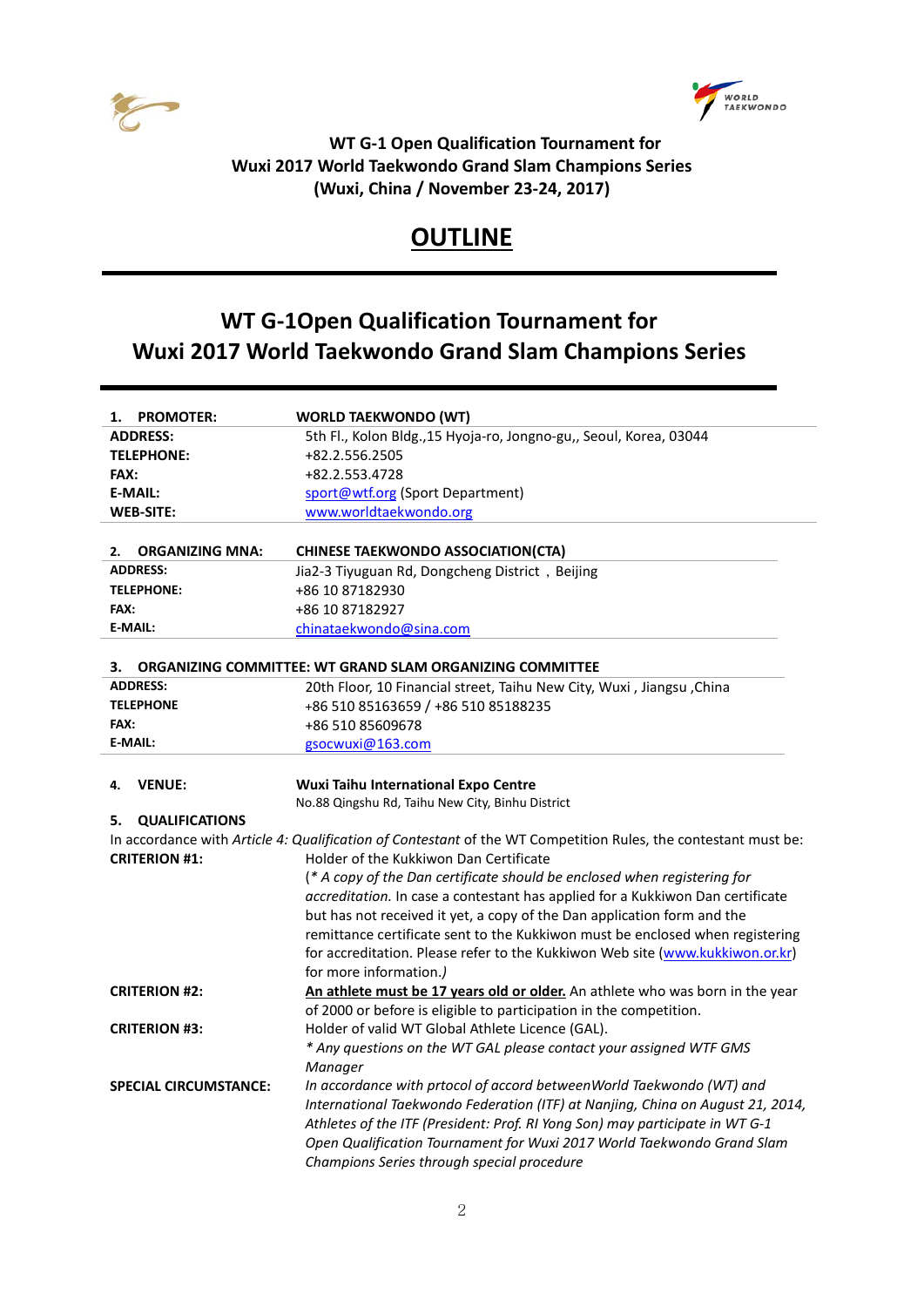**WT G-1 Open Qualification Tournament for Wuxi 2017 World Taekwondo Grand Slam Champions Series (Wuxi, China / November 23-24, 2017)**

# OUTLINE

## WT G-1Open Qualification Tournament for Wuxi 2017 World Taekwondo Grand Slam Champions Series

| **1. PROMOTER:** | **WORLD TAEKWONDO (WT)** |
|---|---|
| **ADDRESS:** | 5th Fl., Kolon Bldg.,15 Hyoja-ro, Jongno-gu,, Seoul, Korea, 03044 |
| **TELEPHONE:** | +82.2.556.2505 |
| **FAX:** | +82.2.553.4728 |
| **E-MAIL:** | sport@wtf.org (Sport Department) |
| **WEB-SITE:** | www.worldtaekwondo.org |

| **2. ORGANIZING MNA:** | **CHINESE TAEKWONDO ASSOCIATION(CTA)** |
|---|---|
| **ADDRESS:** | Jia2-3 Tiyuguan Rd, Dongcheng District，Beijing |
| **TELEPHONE:** | +86 10 87182930 |
| **FAX:** | +86 10 87182927 |
| **E-MAIL:** | chinataekwondo@sina.com |

**3. ORGANIZING COMMITTEE: WT GRAND SLAM ORGANIZING COMMITTEE**

| | |
|---|---|
| **ADDRESS:** | 20th Floor, 10 Financial street, Taihu New City, Wuxi , Jiangsu ,China |
| **TELEPHONE** | +86 510 85163659 / +86 510 85188235 |
| **FAX:** | +86 510 85609678 |
| **E-MAIL:** | gsocwuxi@163.com |

**4. VENUE:** **Wuxi Taihu International Expo Centre**
No.88 Qingshu Rd, Taihu New City, Binhu District

**5. QUALIFICATIONS**

In accordance with *Article 4: Qualification of Contestant* of the WT Competition Rules, the contestant must be:

**CRITERION #1:** Holder of the Kukkiwon Dan Certificate
(*\* A copy of the Dan certificate should be enclosed when registering for accreditation.* In case a contestant has applied for a Kukkiwon Dan certificate but has not received it yet, a copy of the Dan application form and the remittance certificate sent to the Kukkiwon must be enclosed when registering for accreditation. Please refer to the Kukkiwon Web site (www.kukkiwon.or.kr) for more information.*)*

**CRITERION #2:** **An athlete must be 17 years old or older.** An athlete who was born in the year of 2000 or before is eligible to participation in the competition.

**CRITERION #3:** Holder of valid WT Global Athlete Licence (GAL).
*\* Any questions on the WT GAL please contact your assigned WTF GMS Manager*

**SPECIAL CIRCUMSTANCE:** *In accordance with prtocol of accord betweenWorld Taekwondo (WT) and International Taekwondo Federation (ITF) at Nanjing, China on August 21, 2014, Athletes of the ITF (President: Prof. RI Yong Son) may participate in WT G-1 Open Qualification Tournament for Wuxi 2017 World Taekwondo Grand Slam Champions Series through special procedure*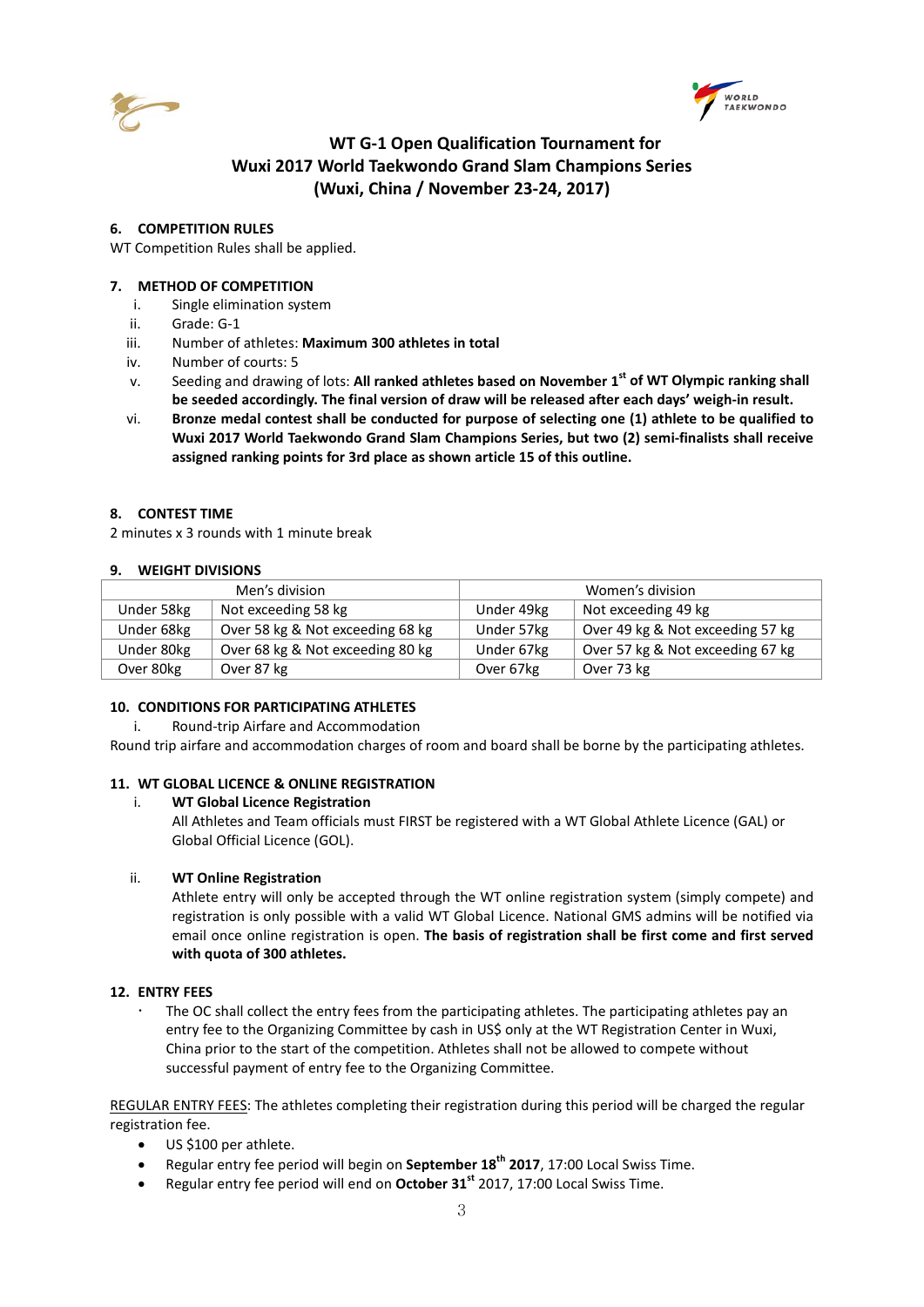# WT G-1 Open Qualification Tournament for Wuxi 2017 World Taekwondo Grand Slam Champions Series (Wuxi, China / November 23-24, 2017)

## 6. COMPETITION RULES

WT Competition Rules shall be applied.

## 7. METHOD OF COMPETITION

i. Single elimination system
ii. Grade: G-1
iii. Number of athletes: **Maximum 300 athletes in total**
iv. Number of courts: 5
v. Seeding and drawing of lots: **All ranked athletes based on November 1st of WT Olympic ranking shall be seeded accordingly. The final version of draw will be released after each days' weigh-in result.**
vi. **Bronze medal contest shall be conducted for purpose of selecting one (1) athlete to be qualified to Wuxi 2017 World Taekwondo Grand Slam Champions Series, but two (2) semi-finalists shall receive assigned ranking points for 3rd place as shown article 15 of this outline.**

## 8. CONTEST TIME

2 minutes x 3 rounds with 1 minute break

## 9. WEIGHT DIVISIONS

| Men's division | | Women's division | |
|---|---|---|---|
| Under 58kg | Not exceeding 58 kg | Under 49kg | Not exceeding 49 kg |
| Under 68kg | Over 58 kg & Not exceeding 68 kg | Under 57kg | Over 49 kg & Not exceeding 57 kg |
| Under 80kg | Over 68 kg & Not exceeding 80 kg | Under 67kg | Over 57 kg & Not exceeding 67 kg |
| Over 80kg | Over 87 kg | Over 67kg | Over 73 kg |

## 10. CONDITIONS FOR PARTICIPATING ATHLETES

i. Round-trip Airfare and Accommodation

Round trip airfare and accommodation charges of room and board shall be borne by the participating athletes.

## 11. WT GLOBAL LICENCE & ONLINE REGISTRATION

i. **WT Global Licence Registration**

All Athletes and Team officials must FIRST be registered with a WT Global Athlete Licence (GAL) or Global Official Licence (GOL).

ii. **WT Online Registration**

Athlete entry will only be accepted through the WT online registration system (simply compete) and registration is only possible with a valid WT Global Licence. National GMS admins will be notified via email once online registration is open. **The basis of registration shall be first come and first served with quota of 300 athletes.**

## 12. ENTRY FEES

- The OC shall collect the entry fees from the participating athletes. The participating athletes pay an entry fee to the Organizing Committee by cash in US$ only at the WT Registration Center in Wuxi, China prior to the start of the competition. Athletes shall not be allowed to compete without successful payment of entry fee to the Organizing Committee.

REGULAR ENTRY FEES: The athletes completing their registration during this period will be charged the regular registration fee.

- US $100 per athlete.
- Regular entry fee period will begin on **September 18th 2017**, 17:00 Local Swiss Time.
- Regular entry fee period will end on **October 31st** 2017, 17:00 Local Swiss Time.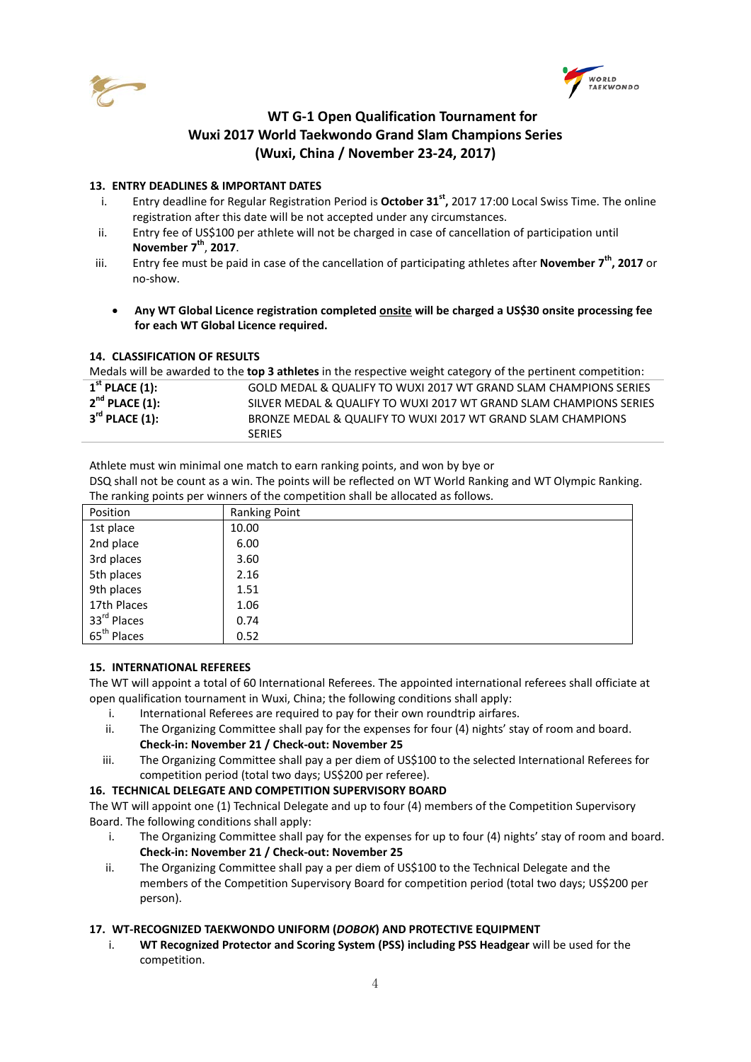## WT G-1 Open Qualification Tournament for Wuxi 2017 World Taekwondo Grand Slam Champions Series (Wuxi, China / November 23-24, 2017)

### 13. ENTRY DEADLINES & IMPORTANT DATES

i. Entry deadline for Regular Registration Period is **October 31st, 2017** 17:00 Local Swiss Time. The online registration after this date will be not accepted under any circumstances.

ii. Entry fee of US$100 per athlete will not be charged in case of cancellation of participation until **November 7th, 2017**.

iii. Entry fee must be paid in case of the cancellation of participating athletes after **November 7th, 2017** or no-show.

- **Any WT Global Licence registration completed onsite will be charged a US$30 onsite processing fee for each WT Global Licence required.**

### 14. CLASSIFICATION OF RESULTS

Medals will be awarded to the **top 3 athletes** in the respective weight category of the pertinent competition:

| | |
|---|---|
| **1st PLACE (1):** | GOLD MEDAL & QUALIFY TO WUXI 2017 WT GRAND SLAM CHAMPIONS SERIES |
| **2nd PLACE (1):** | SILVER MEDAL & QUALIFY TO WUXI 2017 WT GRAND SLAM CHAMPIONS SERIES |
| **3rd PLACE (1):** | BRONZE MEDAL & QUALIFY TO WUXI 2017 WT GRAND SLAM CHAMPIONS SERIES |

Athlete must win minimal one match to earn ranking points, and won by bye or DSQ shall not be count as a win. The points will be reflected on WT World Ranking and WT Olympic Ranking. The ranking points per winners of the competition shall be allocated as follows.

| Position | Ranking Point |
|---|---|
| 1st place | 10.00 |
| 2nd place | 6.00 |
| 3rd places | 3.60 |
| 5th places | 2.16 |
| 9th places | 1.51 |
| 17th Places | 1.06 |
| 33rd Places | 0.74 |
| 65th Places | 0.52 |

### 15. INTERNATIONAL REFEREES

The WT will appoint a total of 60 International Referees. The appointed international referees shall officiate at open qualification tournament in Wuxi, China; the following conditions shall apply:

i. International Referees are required to pay for their own roundtrip airfares.

ii. The Organizing Committee shall pay for the expenses for four (4) nights' stay of room and board. **Check-in: November 21 / Check-out: November 25**

iii. The Organizing Committee shall pay a per diem of US$100 to the selected International Referees for competition period (total two days; US$200 per referee).

### 16. TECHNICAL DELEGATE AND COMPETITION SUPERVISORY BOARD

The WT will appoint one (1) Technical Delegate and up to four (4) members of the Competition Supervisory Board. The following conditions shall apply:

i. The Organizing Committee shall pay for the expenses for up to four (4) nights' stay of room and board. **Check-in: November 21 / Check-out: November 25**

ii. The Organizing Committee shall pay a per diem of US$100 to the Technical Delegate and the members of the Competition Supervisory Board for competition period (total two days; US$200 per person).

### 17. WT-RECOGNIZED TAEKWONDO UNIFORM (*DOBOK*) AND PROTECTIVE EQUIPMENT

i. **WT Recognized Protector and Scoring System (PSS) including PSS Headgear** will be used for the competition.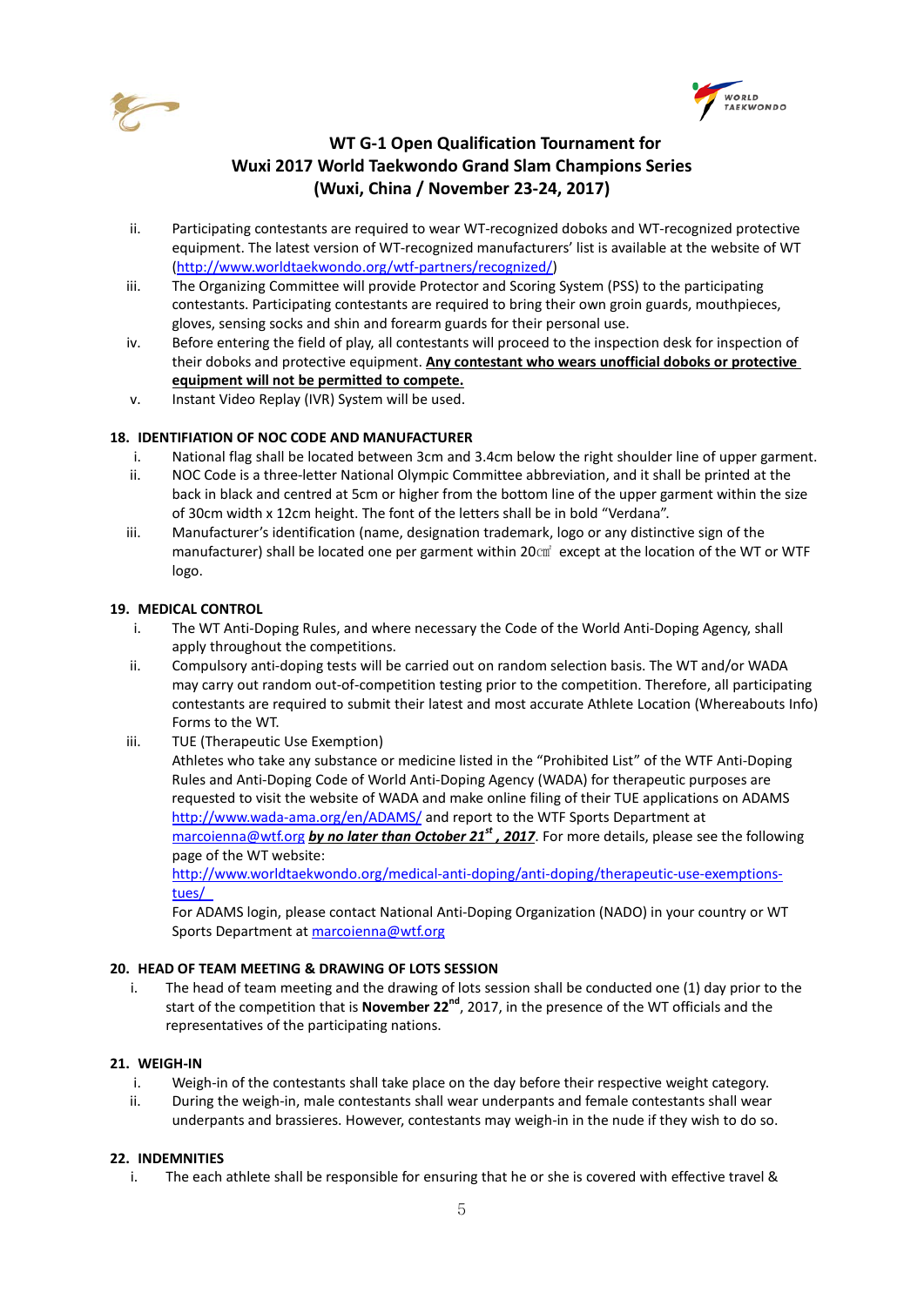ii. Participating contestants are required to wear WT-recognized doboks and WT-recognized protective equipment. The latest version of WT-recognized manufacturers' list is available at the website of WT (http://www.worldtaekwondo.org/wtf-partners/recognized/)

iii. The Organizing Committee will provide Protector and Scoring System (PSS) to the participating contestants. Participating contestants are required to bring their own groin guards, mouthpieces, gloves, sensing socks and shin and forearm guards for their personal use.

iv. Before entering the field of play, all contestants will proceed to the inspection desk for inspection of their doboks and protective equipment. **Any contestant who wears unofficial doboks or protective equipment will not be permitted to compete.**

v. Instant Video Replay (IVR) System will be used.

**18. IDENTIFIATION OF NOC CODE AND MANUFACTURER**

i. National flag shall be located between 3cm and 3.4cm below the right shoulder line of upper garment.

ii. NOC Code is a three-letter National Olympic Committee abbreviation, and it shall be printed at the back in black and centred at 5cm or higher from the bottom line of the upper garment within the size of 30cm width x 12cm height. The font of the letters shall be in bold "Verdana".

iii. Manufacturer's identification (name, designation trademark, logo or any distinctive sign of the manufacturer) shall be located one per garment within 20㎠ except at the location of the WT or WTF logo.

**19. MEDICAL CONTROL**

i. The WT Anti-Doping Rules, and where necessary the Code of the World Anti-Doping Agency, shall apply throughout the competitions.

ii. Compulsory anti-doping tests will be carried out on random selection basis. The WT and/or WADA may carry out random out-of-competition testing prior to the competition. Therefore, all participating contestants are required to submit their latest and most accurate Athlete Location (Whereabouts Info) Forms to the WT.

iii. TUE (Therapeutic Use Exemption)
Athletes who take any substance or medicine listed in the "Prohibited List" of the WTF Anti-Doping Rules and Anti-Doping Code of World Anti-Doping Agency (WADA) for therapeutic purposes are requested to visit the website of WADA and make online filing of their TUE applications on ADAMS http://www.wada-ama.org/en/ADAMS/ and report to the WTF Sports Department at marcoienna@wtf.org ***by no later than October 21st , 2017***. For more details, please see the following page of the WT website:
http://www.worldtaekwondo.org/medical-anti-doping/anti-doping/therapeutic-use-exemptions-tues/
For ADAMS login, please contact National Anti-Doping Organization (NADO) in your country or WT Sports Department at marcoienna@wtf.org

**20. HEAD OF TEAM MEETING & DRAWING OF LOTS SESSION**

i. The head of team meeting and the drawing of lots session shall be conducted one (1) day prior to the start of the competition that is **November 22nd**, 2017, in the presence of the WT officials and the representatives of the participating nations.

**21. WEIGH-IN**

i. Weigh-in of the contestants shall take place on the day before their respective weight category.

ii. During the weigh-in, male contestants shall wear underpants and female contestants shall wear underpants and brassieres. However, contestants may weigh-in in the nude if they wish to do so.

**22. INDEMNITIES**

i. The each athlete shall be responsible for ensuring that he or she is covered with effective travel &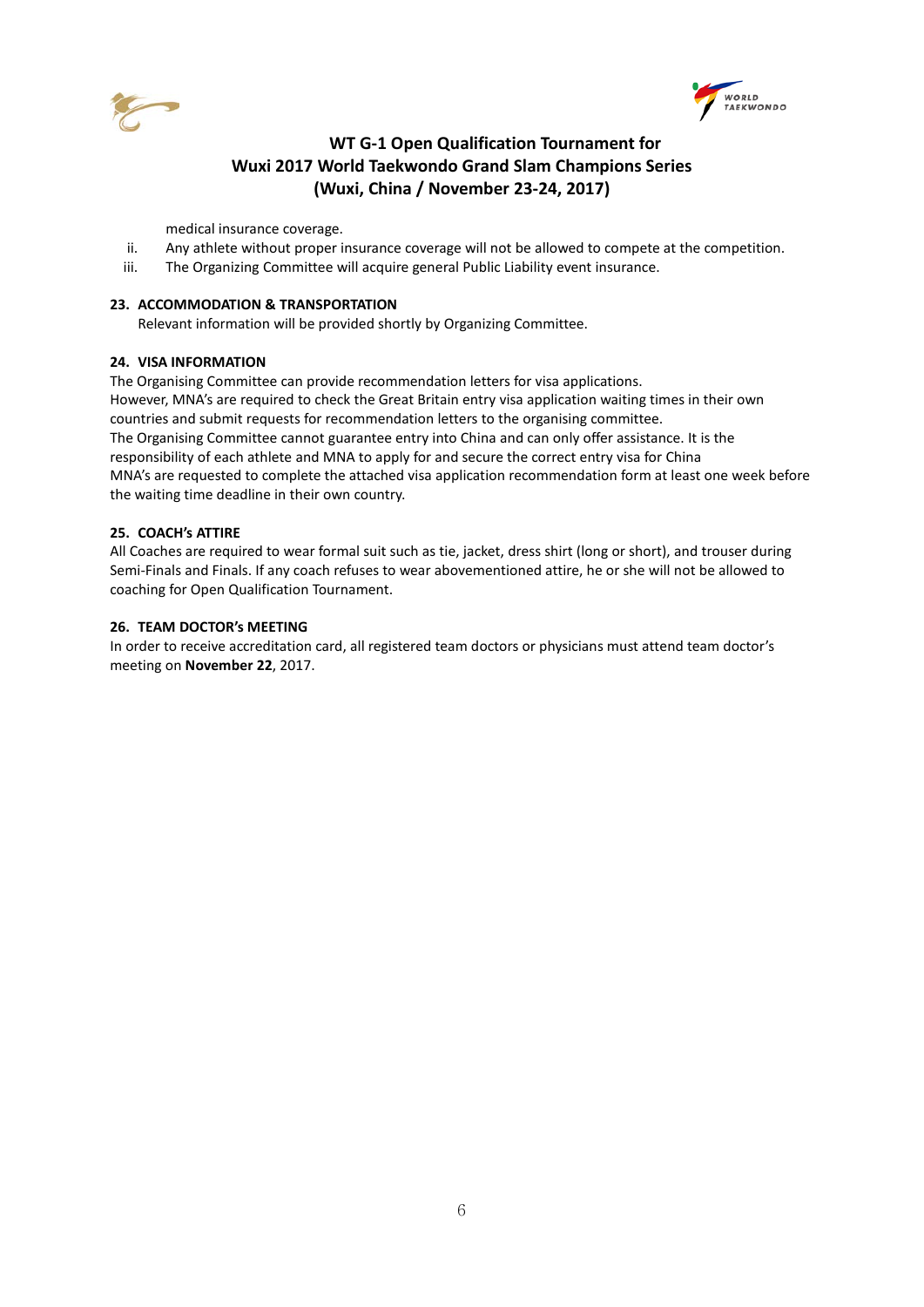medical insurance coverage.

ii. Any athlete without proper insurance coverage will not be allowed to compete at the competition.

iii. The Organizing Committee will acquire general Public Liability event insurance.

**23. ACCOMMODATION & TRANSPORTATION**

Relevant information will be provided shortly by Organizing Committee.

**24. VISA INFORMATION**

The Organising Committee can provide recommendation letters for visa applications.
However, MNA's are required to check the Great Britain entry visa application waiting times in their own countries and submit requests for recommendation letters to the organising committee.
The Organising Committee cannot guarantee entry into China and can only offer assistance. It is the responsibility of each athlete and MNA to apply for and secure the correct entry visa for China
MNA's are requested to complete the attached visa application recommendation form at least one week before the waiting time deadline in their own country.

**25. COACH's ATTIRE**

All Coaches are required to wear formal suit such as tie, jacket, dress shirt (long or short), and trouser during Semi-Finals and Finals. If any coach refuses to wear abovementioned attire, he or she will not be allowed to coaching for Open Qualification Tournament.

**26. TEAM DOCTOR's MEETING**

In order to receive accreditation card, all registered team doctors or physicians must attend team doctor's meeting on **November 22**, 2017.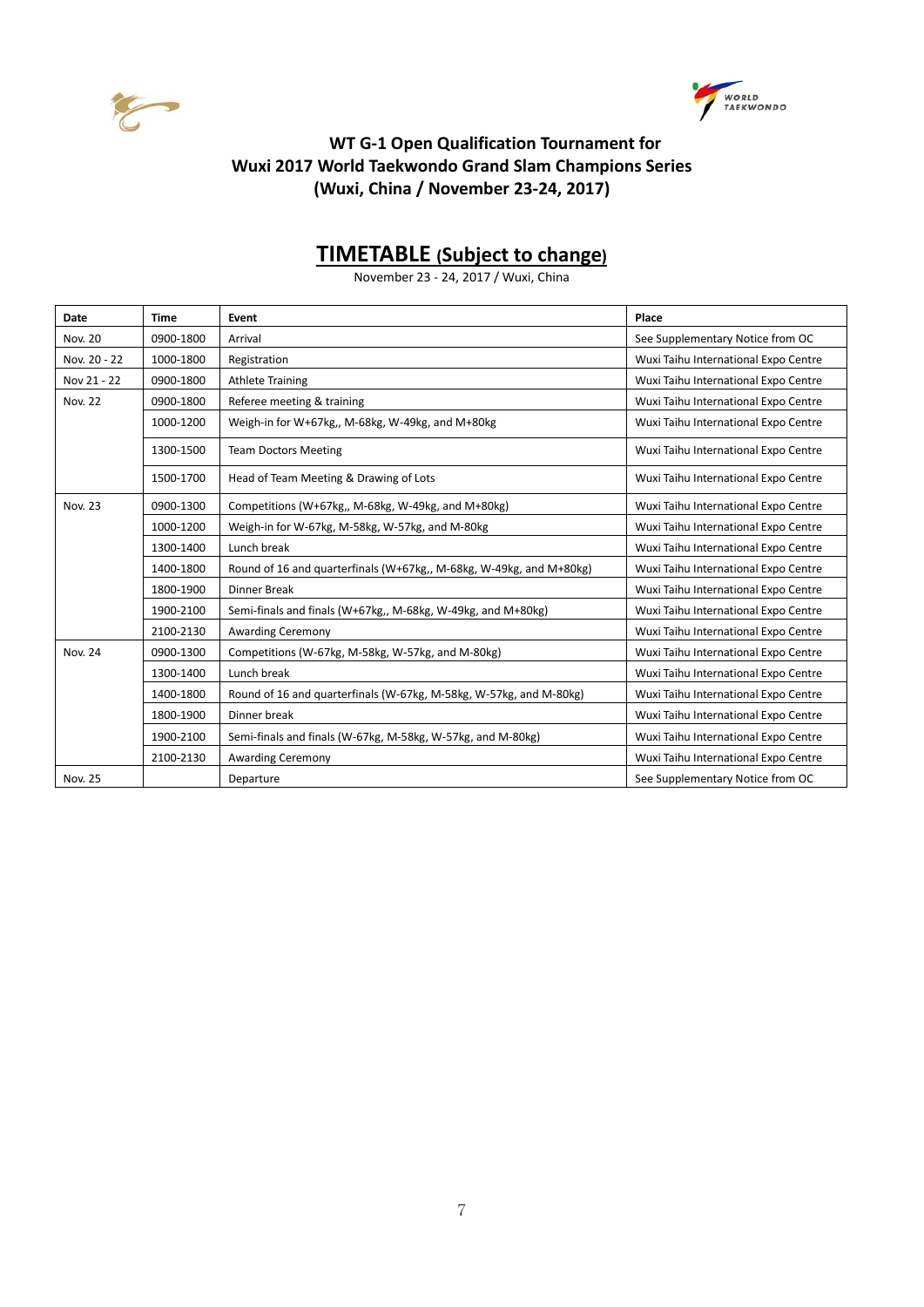**WT G-1 Open Qualification Tournament for**
**Wuxi 2017 World Taekwondo Grand Slam Champions Series**
**(Wuxi, China / November 23-24, 2017)**

# TIMETABLE (Subject to change)

November 23 - 24, 2017 / Wuxi, China

| Date | Time | Event | Place |
|---|---|---|---|
| Nov. 20 | 0900-1800 | Arrival | See Supplementary Notice from OC |
| Nov. 20 - 22 | 1000-1800 | Registration | Wuxi Taihu International Expo Centre |
| Nov 21 - 22 | 0900-1800 | Athlete Training | Wuxi Taihu International Expo Centre |
| Nov. 22 | 0900-1800 | Referee meeting & training | Wuxi Taihu International Expo Centre |
| | 1000-1200 | Weigh-in for W+67kg,, M-68kg, W-49kg, and M+80kg | Wuxi Taihu International Expo Centre |
| | 1300-1500 | Team Doctors Meeting | Wuxi Taihu International Expo Centre |
| | 1500-1700 | Head of Team Meeting & Drawing of Lots | Wuxi Taihu International Expo Centre |
| Nov. 23 | 0900-1300 | Competitions (W+67kg,, M-68kg, W-49kg, and M+80kg) | Wuxi Taihu International Expo Centre |
| | 1000-1200 | Weigh-in for W-67kg, M-58kg, W-57kg, and M-80kg | Wuxi Taihu International Expo Centre |
| | 1300-1400 | Lunch break | Wuxi Taihu International Expo Centre |
| | 1400-1800 | Round of 16 and quarterfinals (W+67kg,, M-68kg, W-49kg, and M+80kg) | Wuxi Taihu International Expo Centre |
| | 1800-1900 | Dinner Break | Wuxi Taihu International Expo Centre |
| | 1900-2100 | Semi-finals and finals (W+67kg,, M-68kg, W-49kg, and M+80kg) | Wuxi Taihu International Expo Centre |
| | 2100-2130 | Awarding Ceremony | Wuxi Taihu International Expo Centre |
| Nov. 24 | 0900-1300 | Competitions (W-67kg, M-58kg, W-57kg, and M-80kg) | Wuxi Taihu International Expo Centre |
| | 1300-1400 | Lunch break | Wuxi Taihu International Expo Centre |
| | 1400-1800 | Round of 16 and quarterfinals (W-67kg, M-58kg, W-57kg, and M-80kg) | Wuxi Taihu International Expo Centre |
| | 1800-1900 | Dinner break | Wuxi Taihu International Expo Centre |
| | 1900-2100 | Semi-finals and finals (W-67kg, M-58kg, W-57kg, and M-80kg) | Wuxi Taihu International Expo Centre |
| | 2100-2130 | Awarding Ceremony | Wuxi Taihu International Expo Centre |
| Nov. 25 | | Departure | See Supplementary Notice from OC |